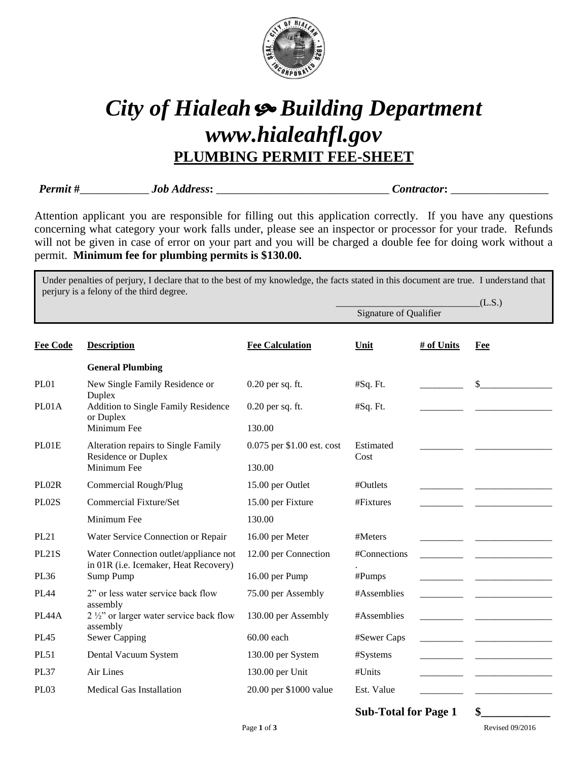# *City of Hialeah ~ Building Department*
# *www.hialeahfl.gov*
## PLUMBING PERMIT FEE-SHEET

***Permit #***____________ ***Job Address:*** ______________________________ ***Contractor:*** _________________

Attention applicant you are responsible for filling out this application correctly. If you have any questions concerning what category your work falls under, please see an inspector or processor for your trade. Refunds will not be given in case of error on your part and you will be charged a double fee for doing work without a permit. **Minimum fee for plumbing permits is $130.00.**

Under penalties of perjury, I declare that to the best of my knowledge, the facts stated in this document are true. I understand that perjury is a felony of the third degree.

____________________________(L.S.)
Signature of Qualifier

| Fee Code | Description | Fee Calculation | Unit | # of Units | Fee |
|---|---|---|---|---|---|
| | **General Plumbing** | | | | |
| PL01 | New Single Family Residence or Duplex | 0.20 per sq. ft. | #Sq. Ft. | ________ | $______________ |
| PL01A | Addition to Single Family Residence or Duplex | 0.20 per sq. ft. | #Sq. Ft. | ________ | ______________ |
| | Minimum Fee | 130.00 | | | |
| PL01E | Alteration repairs to Single Family Residence or Duplex | 0.075 per $1.00 est. cost | Estimated Cost | ________ | ______________ |
| | Minimum Fee | 130.00 | | | |
| PL02R | Commercial Rough/Plug | 15.00 per Outlet | #Outlets | ________ | ______________ |
| PL02S | Commercial Fixture/Set | 15.00 per Fixture | #Fixtures | ________ | ______________ |
| | Minimum Fee | 130.00 | | | |
| PL21 | Water Service Connection or Repair | 16.00 per Meter | #Meters | ________ | ______________ |
| PL21S | Water Connection outlet/appliance not in 01R (i.e. Icemaker, Heat Recovery) | 12.00 per Connection | #Connections. | ________ | ______________ |
| PL36 | Sump Pump | 16.00 per Pump | #Pumps | ________ | ______________ |
| PL44 | 2" or less water service back flow assembly | 75.00 per Assembly | #Assemblies | ________ | ______________ |
| PL44A | 2 ½" or larger water service back flow assembly | 130.00 per Assembly | #Assemblies | ________ | ______________ |
| PL45 | Sewer Capping | 60.00 each | #Sewer Caps | ________ | ______________ |
| PL51 | Dental Vacuum System | 130.00 per System | #Systems | ________ | ______________ |
| PL37 | Air Lines | 130.00 per Unit | #Units | ________ | ______________ |
| PL03 | Medical Gas Installation | 20.00 per $1000 value | Est. Value | ________ | ______________ |

**Sub-Total for Page 1** **$___________**

Revised 09/2016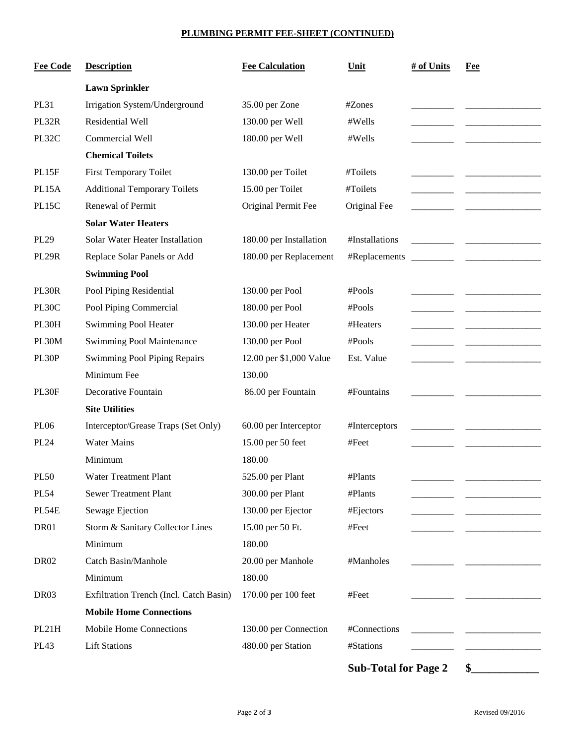## PLUMBING PERMIT FEE-SHEET (CONTINUED)

| Fee Code | Description | Fee Calculation | Unit | # of Units | Fee |
|---|---|---|---|---|---|
| | **Lawn Sprinkler** | | | | |
| PL31 | Irrigation System/Underground | 35.00 per Zone | #Zones | _________ | ________________ |
| PL32R | Residential Well | 130.00 per Well | #Wells | _________ | ________________ |
| PL32C | Commercial Well | 180.00 per Well | #Wells | _________ | ________________ |
| | **Chemical Toilets** | | | | |
| PL15F | First Temporary Toilet | 130.00 per Toilet | #Toilets | _________ | ________________ |
| PL15A | Additional Temporary Toilets | 15.00 per Toilet | #Toilets | _________ | ________________ |
| PL15C | Renewal of Permit | Original Permit Fee | Original Fee | _________ | ________________ |
| | **Solar Water Heaters** | | | | |
| PL29 | Solar Water Heater Installation | 180.00 per Installation | #Installations | _________ | ________________ |
| PL29R | Replace Solar Panels or Add | 180.00 per Replacement | #Replacements | _________ | ________________ |
| | **Swimming Pool** | | | | |
| PL30R | Pool Piping Residential | 130.00 per Pool | #Pools | _________ | ________________ |
| PL30C | Pool Piping Commercial | 180.00 per Pool | #Pools | _________ | ________________ |
| PL30H | Swimming Pool Heater | 130.00 per Heater | #Heaters | _________ | ________________ |
| PL30M | Swimming Pool Maintenance | 130.00 per Pool | #Pools | _________ | ________________ |
| PL30P | Swimming Pool Piping Repairs | 12.00 per $1,000 Value | Est. Value | _________ | ________________ |
| | Minimum Fee | 130.00 | | | |
| PL30F | Decorative Fountain | 86.00 per Fountain | #Fountains | _________ | ________________ |
| | **Site Utilities** | | | | |
| PL06 | Interceptor/Grease Traps (Set Only) | 60.00 per Interceptor | #Interceptors | _________ | ________________ |
| PL24 | Water Mains | 15.00 per 50 feet | #Feet | _________ | ________________ |
| | Minimum | 180.00 | | | |
| PL50 | Water Treatment Plant | 525.00 per Plant | #Plants | _________ | ________________ |
| PL54 | Sewer Treatment Plant | 300.00 per Plant | #Plants | _________ | ________________ |
| PL54E | Sewage Ejection | 130.00 per Ejector | #Ejectors | _________ | ________________ |
| DR01 | Storm & Sanitary Collector Lines | 15.00 per 50 Ft. | #Feet | _________ | ________________ |
| | Minimum | 180.00 | | | |
| DR02 | Catch Basin/Manhole | 20.00 per Manhole | #Manholes | _________ | ________________ |
| | Minimum | 180.00 | | | |
| DR03 | Exfiltration Trench (Incl. Catch Basin) | 170.00 per 100 feet | #Feet | _________ | ________________ |
| | **Mobile Home Connections** | | | | |
| PL21H | Mobile Home Connections | 130.00 per Connection | #Connections | _________ | ________________ |
| PL43 | Lift Stations | 480.00 per Station | #Stations | _________ | ________________ |
| | | | **Sub-Total for Page 2** | | **$____________** |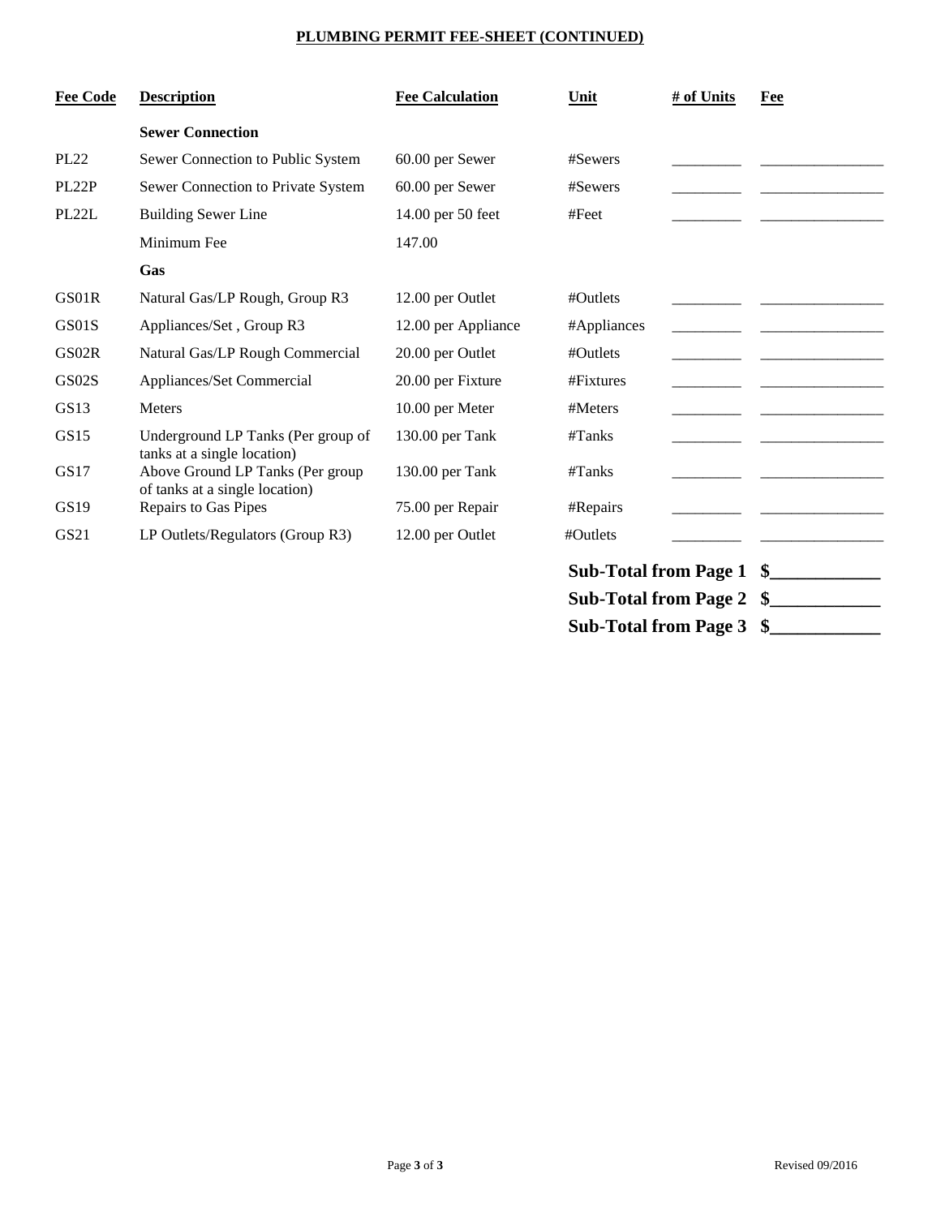**PLUMBING PERMIT FEE-SHEET (CONTINUED)**

| Fee Code | Description | Fee Calculation | Unit | # of Units | Fee |
|---|---|---|---|---|---|
| | **Sewer Connection** | | | | |
| PL22 | Sewer Connection to Public System | 60.00 per Sewer | #Sewers | ________ | ______________ |
| PL22P | Sewer Connection to Private System | 60.00 per Sewer | #Sewers | ________ | ______________ |
| PL22L | Building Sewer Line | 14.00 per 50 feet | #Feet | ________ | ______________ |
| | Minimum Fee | 147.00 | | | |
| | **Gas** | | | | |
| GS01R | Natural Gas/LP Rough, Group R3 | 12.00 per Outlet | #Outlets | ________ | ______________ |
| GS01S | Appliances/Set , Group R3 | 12.00 per Appliance | #Appliances | ________ | ______________ |
| GS02R | Natural Gas/LP Rough Commercial | 20.00 per Outlet | #Outlets | ________ | ______________ |
| GS02S | Appliances/Set Commercial | 20.00 per Fixture | #Fixtures | ________ | ______________ |
| GS13 | Meters | 10.00 per Meter | #Meters | ________ | ______________ |
| GS15 | Underground LP Tanks (Per group of tanks at a single location) | 130.00 per Tank | #Tanks | ________ | ______________ |
| GS17 | Above Ground LP Tanks (Per group of tanks at a single location) | 130.00 per Tank | #Tanks | ________ | ______________ |
| GS19 | Repairs to Gas Pipes | 75.00 per Repair | #Repairs | ________ | ______________ |
| GS21 | LP Outlets/Regulators (Group R3) | 12.00 per Outlet | #Outlets | ________ | ______________ |

**Sub-Total from Page 1 $____________**

**Sub-Total from Page 2 $____________**

**Sub-Total from Page 3 $____________**

Revised 09/2016